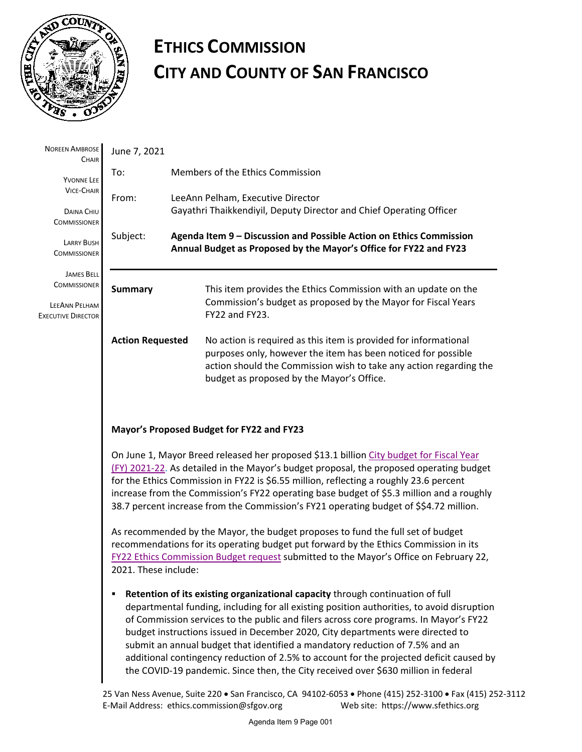# ETHICS COMMISSION
# CITY AND COUNTY OF SAN FRANCISCO

NOREEN AMBROSE
CHAIR

YVONNE LEE
VICE-CHAIR

DAINA CHIU
COMMISSIONER

LARRY BUSH
COMMISSIONER

JAMES BELL
COMMISSIONER

LEEANN PELHAM
EXECUTIVE DIRECTOR

June 7, 2021

To: Members of the Ethics Commission

From: LeeAnn Pelham, Executive Director
Gayathri Thaikkendiyil, Deputy Director and Chief Operating Officer

Subject: **Agenda Item 9 – Discussion and Possible Action on Ethics Commission Annual Budget as Proposed by the Mayor's Office for FY22 and FY23**

**Summary** This item provides the Ethics Commission with an update on the Commission's budget as proposed by the Mayor for Fiscal Years FY22 and FY23.

**Action Requested** No action is required as this item is provided for informational purposes only, however the item has been noticed for possible action should the Commission wish to take any action regarding the budget as proposed by the Mayor's Office.

**Mayor's Proposed Budget for FY22 and FY23**

On June 1, Mayor Breed released her proposed $13.1 billion City budget for Fiscal Year (FY) 2021-22. As detailed in the Mayor's budget proposal, the proposed operating budget for the Ethics Commission in FY22 is $6.55 million, reflecting a roughly 23.6 percent increase from the Commission's FY22 operating base budget of $5.3 million and a roughly 38.7 percent increase from the Commission's FY21 operating budget of $$4.72 million.

As recommended by the Mayor, the budget proposes to fund the full set of budget recommendations for its operating budget put forward by the Ethics Commission in its FY22 Ethics Commission Budget request submitted to the Mayor's Office on February 22, 2021. These include:

- **Retention of its existing organizational capacity** through continuation of full departmental funding, including for all existing position authorities, to avoid disruption of Commission services to the public and filers across core programs. In Mayor's FY22 budget instructions issued in December 2020, City departments were directed to submit an annual budget that identified a mandatory reduction of 7.5% and an additional contingency reduction of 2.5% to account for the projected deficit caused by the COVID-19 pandemic. Since then, the City received over $630 million in federal

25 Van Ness Avenue, Suite 220 • San Francisco, CA 94102-6053 • Phone (415) 252-3100 • Fax (415) 252-3112
E-Mail Address: ethics.commission@sfgov.org Web site: https://www.sfethics.org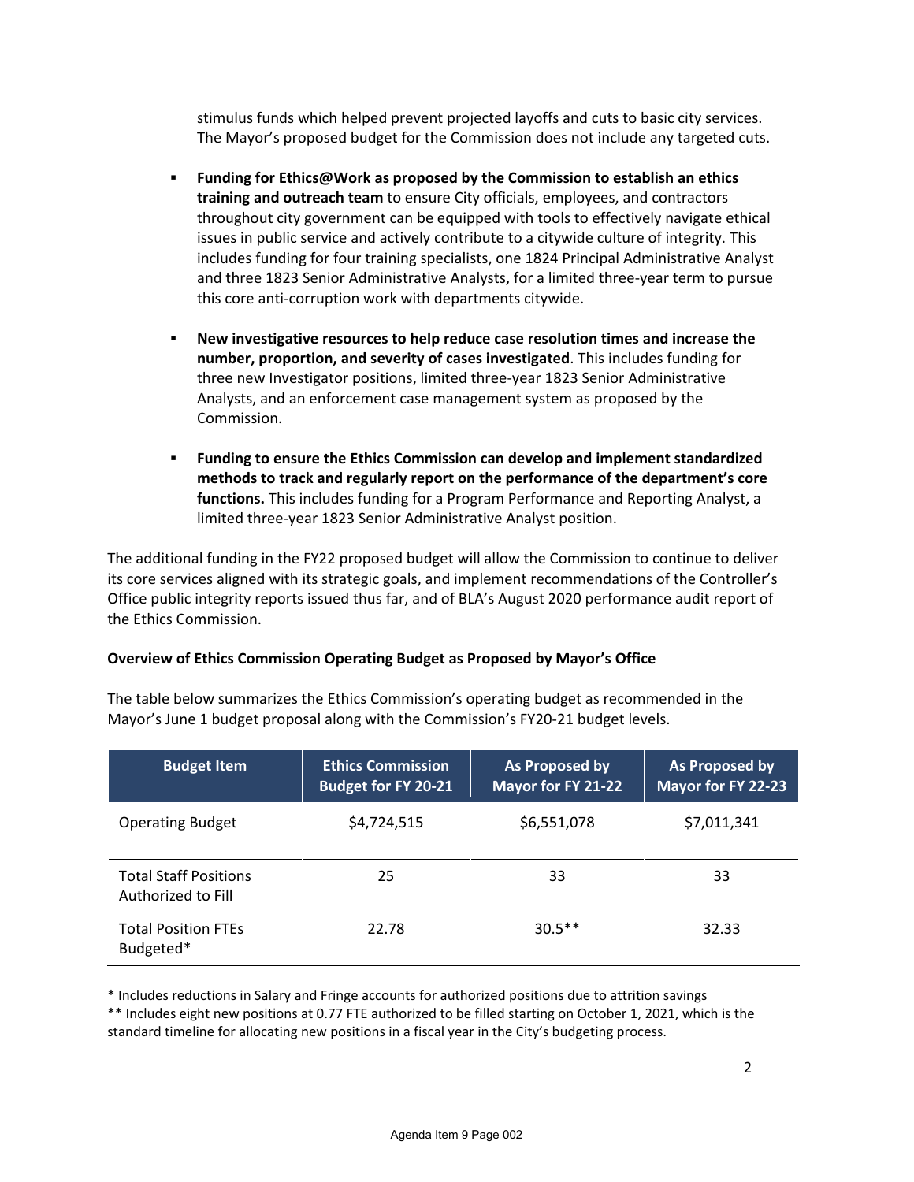stimulus funds which helped prevent projected layoffs and cuts to basic city services. The Mayor's proposed budget for the Commission does not include any targeted cuts.

- **Funding for Ethics@Work as proposed by the Commission to establish an ethics training and outreach team** to ensure City officials, employees, and contractors throughout city government can be equipped with tools to effectively navigate ethical issues in public service and actively contribute to a citywide culture of integrity. This includes funding for four training specialists, one 1824 Principal Administrative Analyst and three 1823 Senior Administrative Analysts, for a limited three-year term to pursue this core anti-corruption work with departments citywide.

- **New investigative resources to help reduce case resolution times and increase the number, proportion, and severity of cases investigated**. This includes funding for three new Investigator positions, limited three-year 1823 Senior Administrative Analysts, and an enforcement case management system as proposed by the Commission.

- **Funding to ensure the Ethics Commission can develop and implement standardized methods to track and regularly report on the performance of the department's core functions.** This includes funding for a Program Performance and Reporting Analyst, a limited three-year 1823 Senior Administrative Analyst position.

The additional funding in the FY22 proposed budget will allow the Commission to continue to deliver its core services aligned with its strategic goals, and implement recommendations of the Controller's Office public integrity reports issued thus far, and of BLA's August 2020 performance audit report of the Ethics Commission.

**Overview of Ethics Commission Operating Budget as Proposed by Mayor's Office**

The table below summarizes the Ethics Commission's operating budget as recommended in the Mayor's June 1 budget proposal along with the Commission's FY20-21 budget levels.

| Budget Item | Ethics Commission Budget for FY 20-21 | As Proposed by Mayor for FY 21-22 | As Proposed by Mayor for FY 22-23 |
|---|---|---|---|
| Operating Budget | $4,724,515 | $6,551,078 | $7,011,341 |
| Total Staff Positions Authorized to Fill | 25 | 33 | 33 |
| Total Position FTEs Budgeted* | 22.78 | 30.5** | 32.33 |

\* Includes reductions in Salary and Fringe accounts for authorized positions due to attrition savings

\*\* Includes eight new positions at 0.77 FTE authorized to be filled starting on October 1, 2021, which is the standard timeline for allocating new positions in a fiscal year in the City's budgeting process.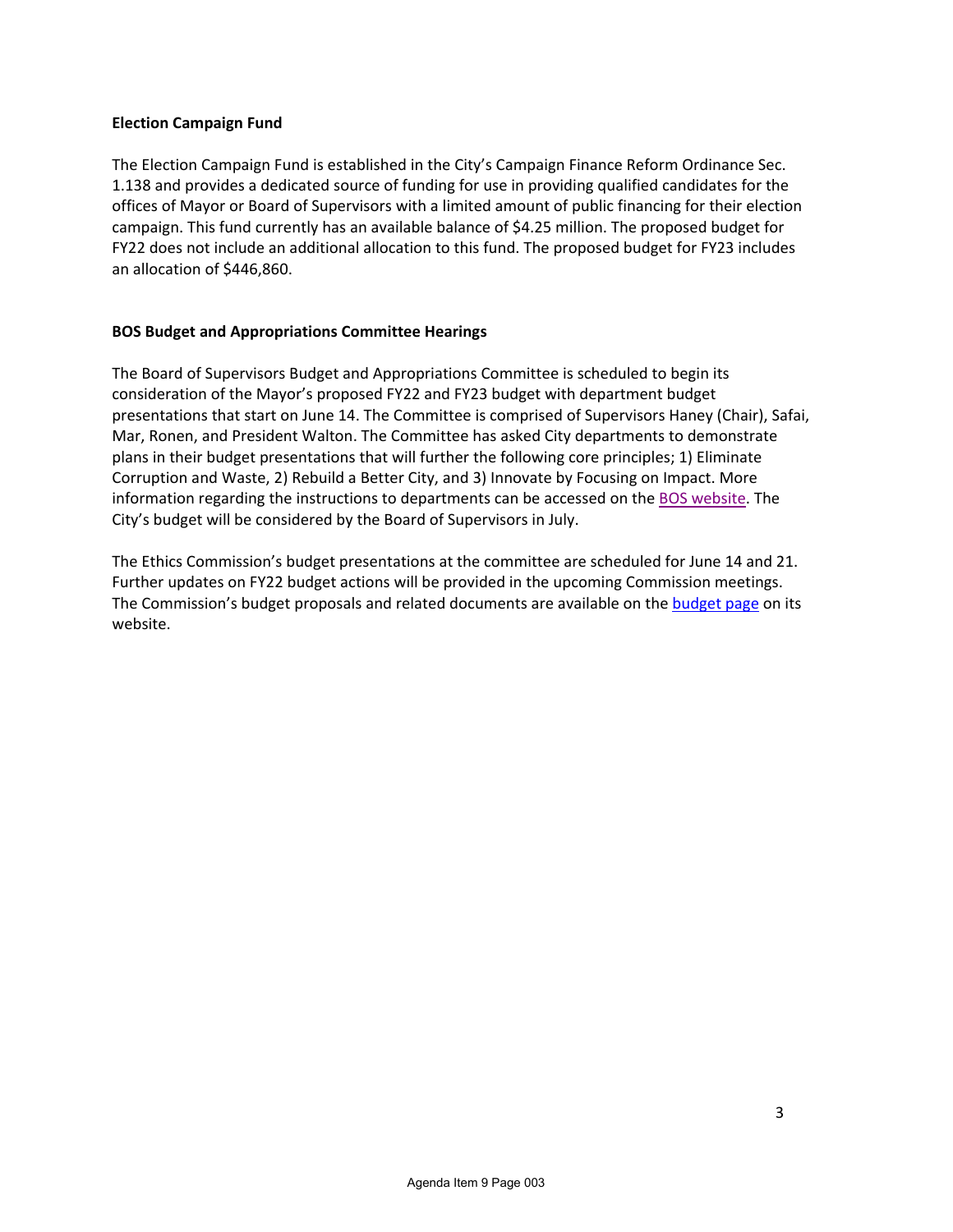**Election Campaign Fund**

The Election Campaign Fund is established in the City's Campaign Finance Reform Ordinance Sec. 1.138 and provides a dedicated source of funding for use in providing qualified candidates for the offices of Mayor or Board of Supervisors with a limited amount of public financing for their election campaign. This fund currently has an available balance of $4.25 million. The proposed budget for FY22 does not include an additional allocation to this fund. The proposed budget for FY23 includes an allocation of $446,860.

**BOS Budget and Appropriations Committee Hearings**

The Board of Supervisors Budget and Appropriations Committee is scheduled to begin its consideration of the Mayor's proposed FY22 and FY23 budget with department budget presentations that start on June 14. The Committee is comprised of Supervisors Haney (Chair), Safai, Mar, Ronen, and President Walton. The Committee has asked City departments to demonstrate plans in their budget presentations that will further the following core principles; 1) Eliminate Corruption and Waste, 2) Rebuild a Better City, and 3) Innovate by Focusing on Impact. More information regarding the instructions to departments can be accessed on the BOS website. The City's budget will be considered by the Board of Supervisors in July.

The Ethics Commission's budget presentations at the committee are scheduled for June 14 and 21. Further updates on FY22 budget actions will be provided in the upcoming Commission meetings. The Commission's budget proposals and related documents are available on the budget page on its website.